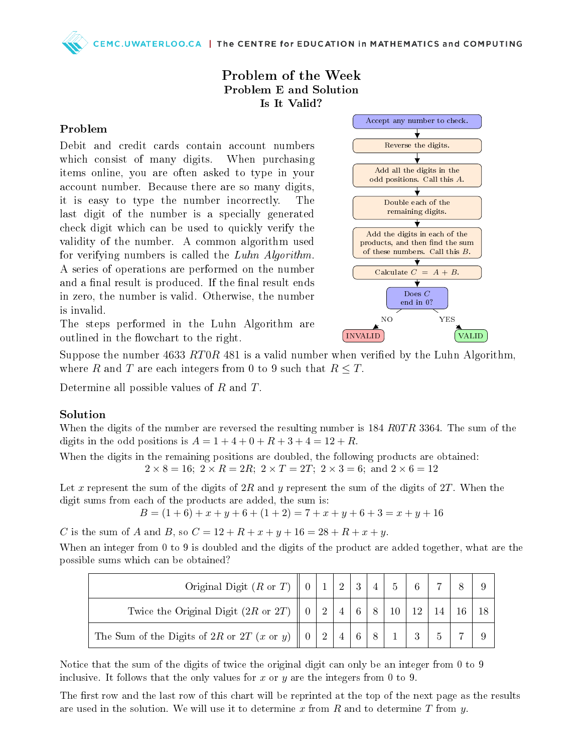# Problem of the Week

## Problem E and Solution

## Is It Valid?

### Problem

Debit and credit cards contain account numbers which consist of many digits. When purchasing items online, you are often asked to type in your account number. Because there are so many digits, it is easy to type the number incorrectly. The last digit of the number is a specially generated check digit which can be used to quickly verify the validity of the number. A common algorithm used for verifying numbers is called the *Luhn Algorithm*. A series of operations are performed on the number and a final result is produced. If the final result ends in zero, the number is valid. Otherwise, the number is invalid.

The steps performed in the Luhn Algorithm are outlined in the flowchart to the right.

- Accept any number to check.
- Reverse the digits.
- Add all the digits in the odd positions. Call this $A$.
- Double each of the remaining digits.
- Add the digits in each of the products, and then find the sum of these numbers. Call this $B$.
- Calculate $C = A + B$.
- Does $C$ end in 0? NO → INVALID; YES → VALID

Suppose the number 4633 $RT0R$ 481 is a valid number when verified by the Luhn Algorithm, where $R$ and $T$ are each integers from 0 to 9 such that $R \leq T$.

Determine all possible values of $R$ and $T$.

### Solution

When the digits of the number are reversed the resulting number is 184 $R0TR$ 3364. The sum of the digits in the odd positions is $A = 1 + 4 + 0 + R + 3 + 4 = 12 + R$.

When the digits in the remaining positions are doubled, the following products are obtained:

$$2 \times 8 = 16;\ 2 \times R = 2R;\ 2 \times T = 2T;\ 2 \times 3 = 6;\ \text{and } 2 \times 6 = 12$$

Let $x$ represent the sum of the digits of $2R$ and $y$ represent the sum of the digits of $2T$. When the digit sums from each of the products are added, the sum is:

$$B = (1 + 6) + x + y + 6 + (1 + 2) = 7 + x + y + 6 + 3 = x + y + 16$$

$C$ is the sum of $A$ and $B$, so $C = 12 + R + x + y + 16 = 28 + R + x + y$.

When an integer from 0 to 9 is doubled and the digits of the product are added together, what are the possible sums which can be obtained?

| Original Digit ($R$ or $T$) | 0 | 1 | 2 | 3 | 4 | 5 | 6 | 7 | 8 | 9 |
|---|---|---|---|---|---|---|---|---|---|---|
| Twice the Original Digit ($2R$ or $2T$) | 0 | 2 | 4 | 6 | 8 | 10 | 12 | 14 | 16 | 18 |
| The Sum of the Digits of $2R$ or $2T$ ($x$ or $y$) | 0 | 2 | 4 | 6 | 8 | 1 | 3 | 5 | 7 | 9 |

Notice that the sum of the digits of twice the original digit can only be an integer from 0 to 9 inclusive. It follows that the only values for $x$ or $y$ are the integers from 0 to 9.

The first row and the last row of this chart will be reprinted at the top of the next page as the results are used in the solution. We will use it to determine $x$ from $R$ and to determine $T$ from $y$.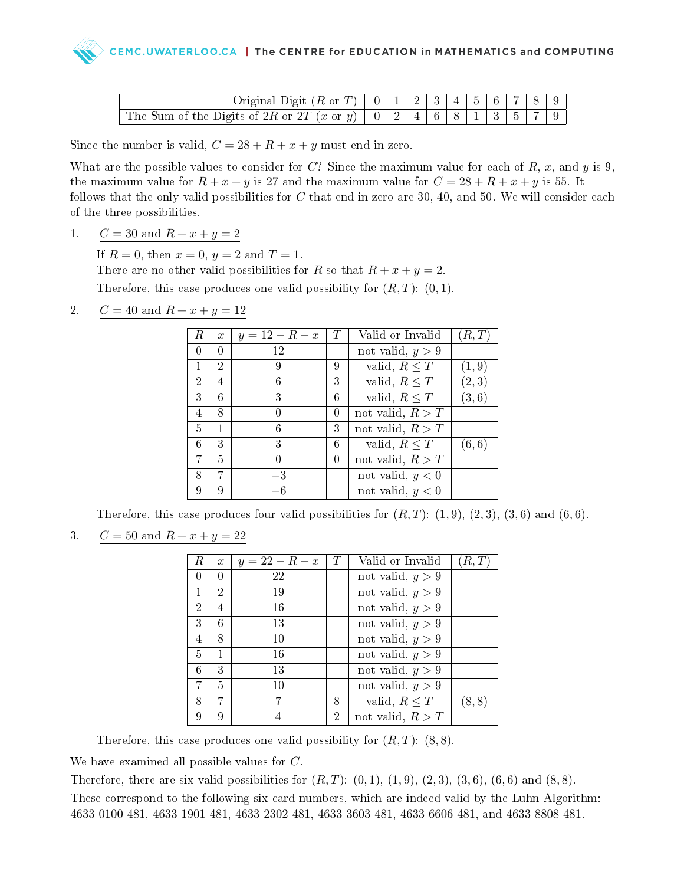| Original Digit ($R$ or $T$) | 0 | 1 | 2 | 3 | 4 | 5 | 6 | 7 | 8 | 9 |
|---|---|---|---|---|---|---|---|---|---|---|
| The Sum of the Digits of $2R$ or $2T$ ($x$ or $y$) | 0 | 2 | 4 | 6 | 8 | 1 | 3 | 5 | 7 | 9 |

Since the number is valid, $C = 28 + R + x + y$ must end in zero.

What are the possible values to consider for $C$? Since the maximum value for each of $R$, $x$, and $y$ is 9, the maximum value for $R + x + y$ is 27 and the maximum value for $C = 28 + R + x + y$ is 55. It follows that the only valid possibilities for $C$ that end in zero are 30, 40, and 50. We will consider each of the three possibilities.

1. $C = 30$ and $R + x + y = 2$

   If $R = 0$, then $x = 0$, $y = 2$ and $T = 1$.
   There are no other valid possibilities for $R$ so that $R + x + y = 2$.

   Therefore, this case produces one valid possibility for $(R, T)$: $(0, 1)$.

2. $C = 40$ and $R + x + y = 12$

| $R$ | $x$ | $y = 12 - R - x$ | $T$ | Valid or Invalid | $(R, T)$ |
|---|---|---|---|---|---|
| 0 | 0 | 12 | | not valid, $y > 9$ | |
| 1 | 2 | 9 | 9 | valid, $R \leq T$ | $(1, 9)$ |
| 2 | 4 | 6 | 3 | valid, $R \leq T$ | $(2, 3)$ |
| 3 | 6 | 3 | 6 | valid, $R \leq T$ | $(3, 6)$ |
| 4 | 8 | 0 | 0 | not valid, $R > T$ | |
| 5 | 1 | 6 | 3 | not valid, $R > T$ | |
| 6 | 3 | 3 | 6 | valid, $R \leq T$ | $(6, 6)$ |
| 7 | 5 | 0 | 0 | not valid, $R > T$ | |
| 8 | 7 | $-3$ | | not valid, $y < 0$ | |
| 9 | 9 | $-6$ | | not valid, $y < 0$ | |

   Therefore, this case produces four valid possibilities for $(R, T)$: $(1, 9)$, $(2, 3)$, $(3, 6)$ and $(6, 6)$.

3. $C = 50$ and $R + x + y = 22$

| $R$ | $x$ | $y = 22 - R - x$ | $T$ | Valid or Invalid | $(R, T)$ |
|---|---|---|---|---|---|
| 0 | 0 | 22 | | not valid, $y > 9$ | |
| 1 | 2 | 19 | | not valid, $y > 9$ | |
| 2 | 4 | 16 | | not valid, $y > 9$ | |
| 3 | 6 | 13 | | not valid, $y > 9$ | |
| 4 | 8 | 10 | | not valid, $y > 9$ | |
| 5 | 1 | 16 | | not valid, $y > 9$ | |
| 6 | 3 | 13 | | not valid, $y > 9$ | |
| 7 | 5 | 10 | | not valid, $y > 9$ | |
| 8 | 7 | 7 | 8 | valid, $R \leq T$ | $(8, 8)$ |
| 9 | 9 | 4 | 2 | not valid, $R > T$ | |

   Therefore, this case produces one valid possibility for $(R, T)$: $(8, 8)$.

We have examined all possible values for $C$.

Therefore, there are six valid possibilities for $(R, T)$: $(0, 1)$, $(1, 9)$, $(2, 3)$, $(3, 6)$, $(6, 6)$ and $(8, 8)$.

These correspond to the following six card numbers, which are indeed valid by the Luhn Algorithm: 4633 0100 481, 4633 1901 481, 4633 2302 481, 4633 3603 481, 4633 6606 481, and 4633 8808 481.